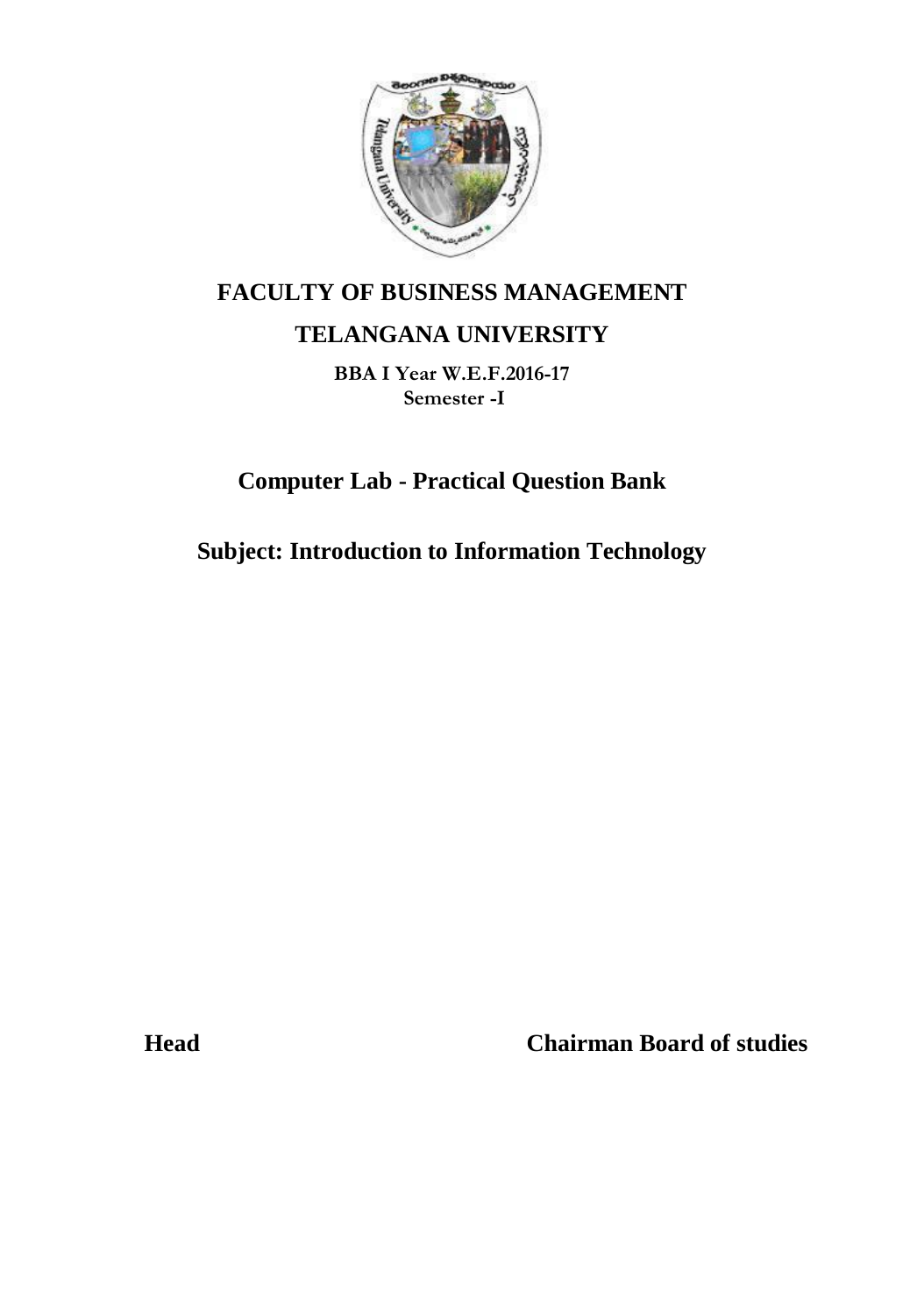# FACULTY OF BUSINESS MANAGEMENT

# TELANGANA UNIVERSITY

**BBA I Year W.E.F.2016-17**
**Semester -I**

## Computer Lab - Practical Question Bank

## Subject: Introduction to Information Technology

**Head** **Chairman Board of studies**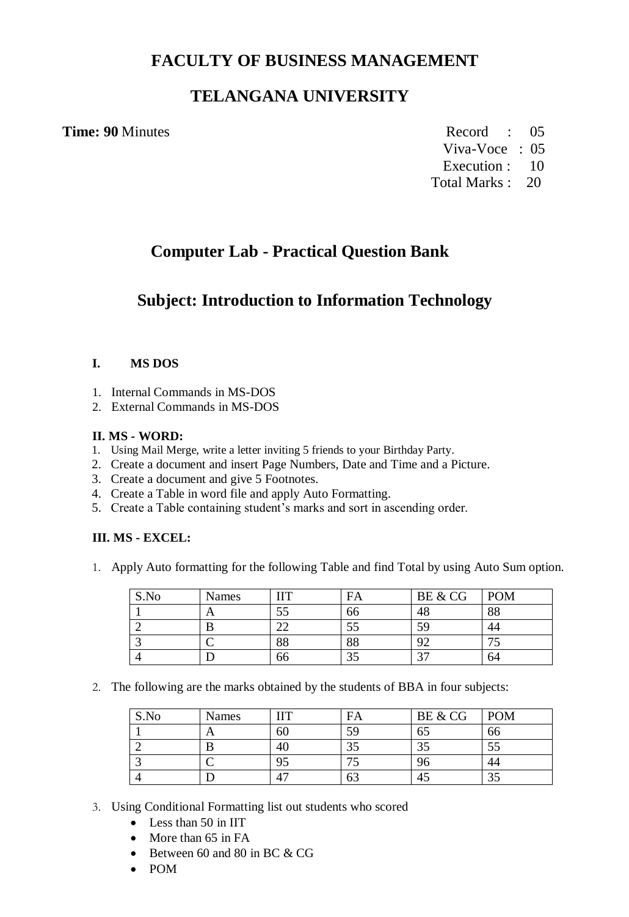# FACULTY OF BUSINESS MANAGEMENT

# TELANGANA UNIVERSITY

**Time: 90** Minutes

Record : 05
Viva-Voce : 05
Execution : 10
Total Marks : 20

## Computer Lab - Practical Question Bank

## Subject: Introduction to Information Technology

### I. MS DOS

1. Internal Commands in MS-DOS
2. External Commands in MS-DOS

### II. MS - WORD:

1. Using Mail Merge, write a letter inviting 5 friends to your Birthday Party.
2. Create a document and insert Page Numbers, Date and Time and a Picture.
3. Create a document and give 5 Footnotes.
4. Create a Table in word file and apply Auto Formatting.
5. Create a Table containing student's marks and sort in ascending order.

### III. MS - EXCEL:

1. Apply Auto formatting for the following Table and find Total by using Auto Sum option.

| S.No | Names | IIT | FA | BE & CG | POM |
|---|---|---|---|---|---|
| 1 | A | 55 | 66 | 48 | 88 |
| 2 | B | 22 | 55 | 59 | 44 |
| 3 | C | 88 | 88 | 92 | 75 |
| 4 | D | 66 | 35 | 37 | 64 |

2. The following are the marks obtained by the students of BBA in four subjects:

| S.No | Names | IIT | FA | BE & CG | POM |
|---|---|---|---|---|---|
| 1 | A | 60 | 59 | 65 | 66 |
| 2 | B | 40 | 35 | 35 | 55 |
| 3 | C | 95 | 75 | 96 | 44 |
| 4 | D | 47 | 63 | 45 | 35 |

3. Using Conditional Formatting list out students who scored
   - Less than 50 in IIT
   - More than 65 in FA
   - Between 60 and 80 in BC & CG
   - POM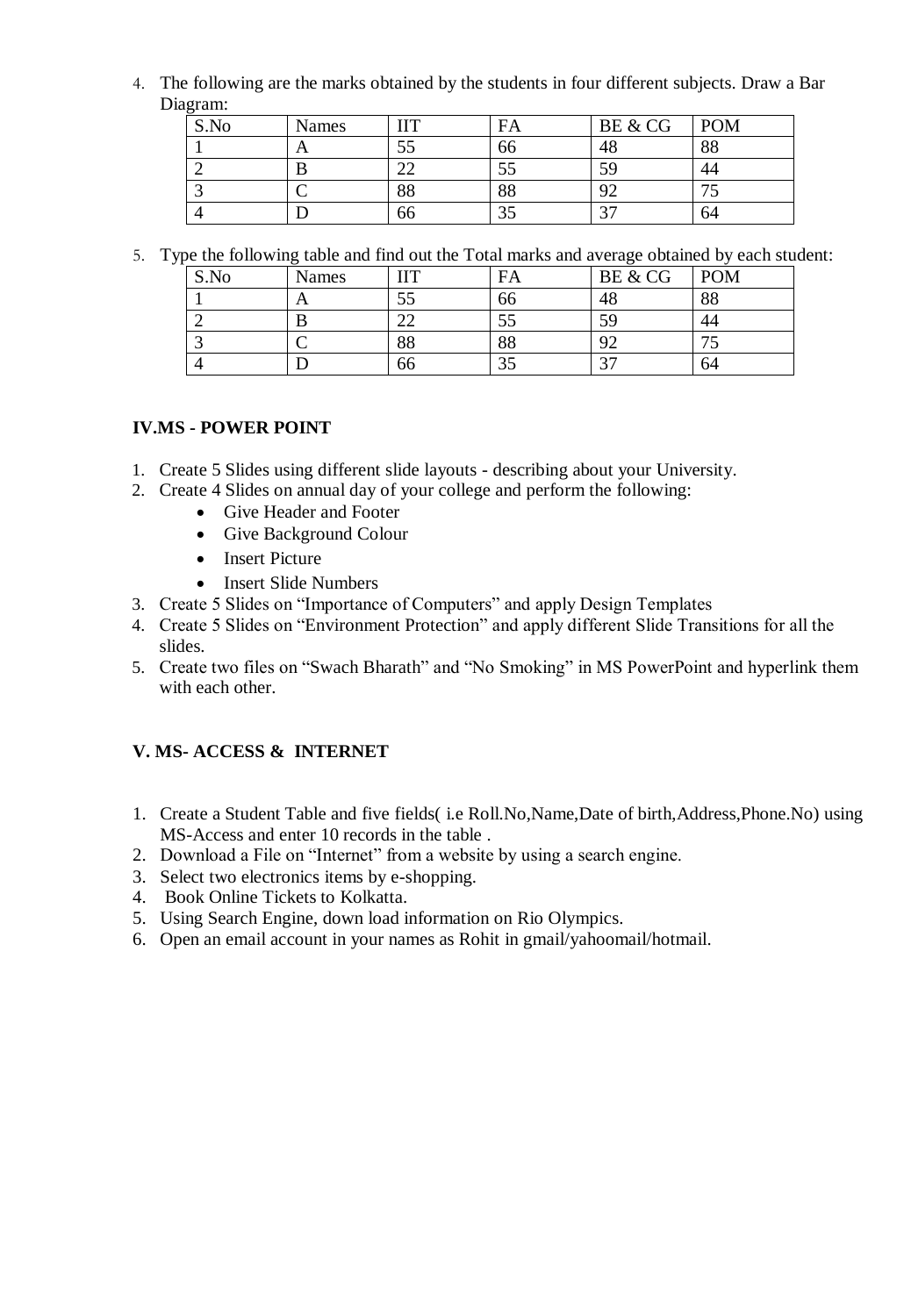4. The following are the marks obtained by the students in four different subjects. Draw a Bar Diagram:

| S.No | Names | IIT | FA | BE & CG | POM |
|---|---|---|---|---|---|
| 1 | A | 55 | 66 | 48 | 88 |
| 2 | B | 22 | 55 | 59 | 44 |
| 3 | C | 88 | 88 | 92 | 75 |
| 4 | D | 66 | 35 | 37 | 64 |

5. Type the following table and find out the Total marks and average obtained by each student:

| S.No | Names | IIT | FA | BE & CG | POM |
|---|---|---|---|---|---|
| 1 | A | 55 | 66 | 48 | 88 |
| 2 | B | 22 | 55 | 59 | 44 |
| 3 | C | 88 | 88 | 92 | 75 |
| 4 | D | 66 | 35 | 37 | 64 |

## IV.MS - POWER POINT

1. Create 5 Slides using different slide layouts - describing about your University.
2. Create 4 Slides on annual day of your college and perform the following:
   - Give Header and Footer
   - Give Background Colour
   - Insert Picture
   - Insert Slide Numbers
3. Create 5 Slides on "Importance of Computers" and apply Design Templates
4. Create 5 Slides on "Environment Protection" and apply different Slide Transitions for all the slides.
5. Create two files on "Swach Bharath" and "No Smoking" in MS PowerPoint and hyperlink them with each other.

## V. MS- ACCESS & INTERNET

1. Create a Student Table and five fields( i.e Roll.No,Name,Date of birth,Address,Phone.No) using MS-Access and enter 10 records in the table .
2. Download a File on "Internet" from a website by using a search engine.
3. Select two electronics items by e-shopping.
4. Book Online Tickets to Kolkatta.
5. Using Search Engine, down load information on Rio Olympics.
6. Open an email account in your names as Rohit in gmail/yahoomail/hotmail.